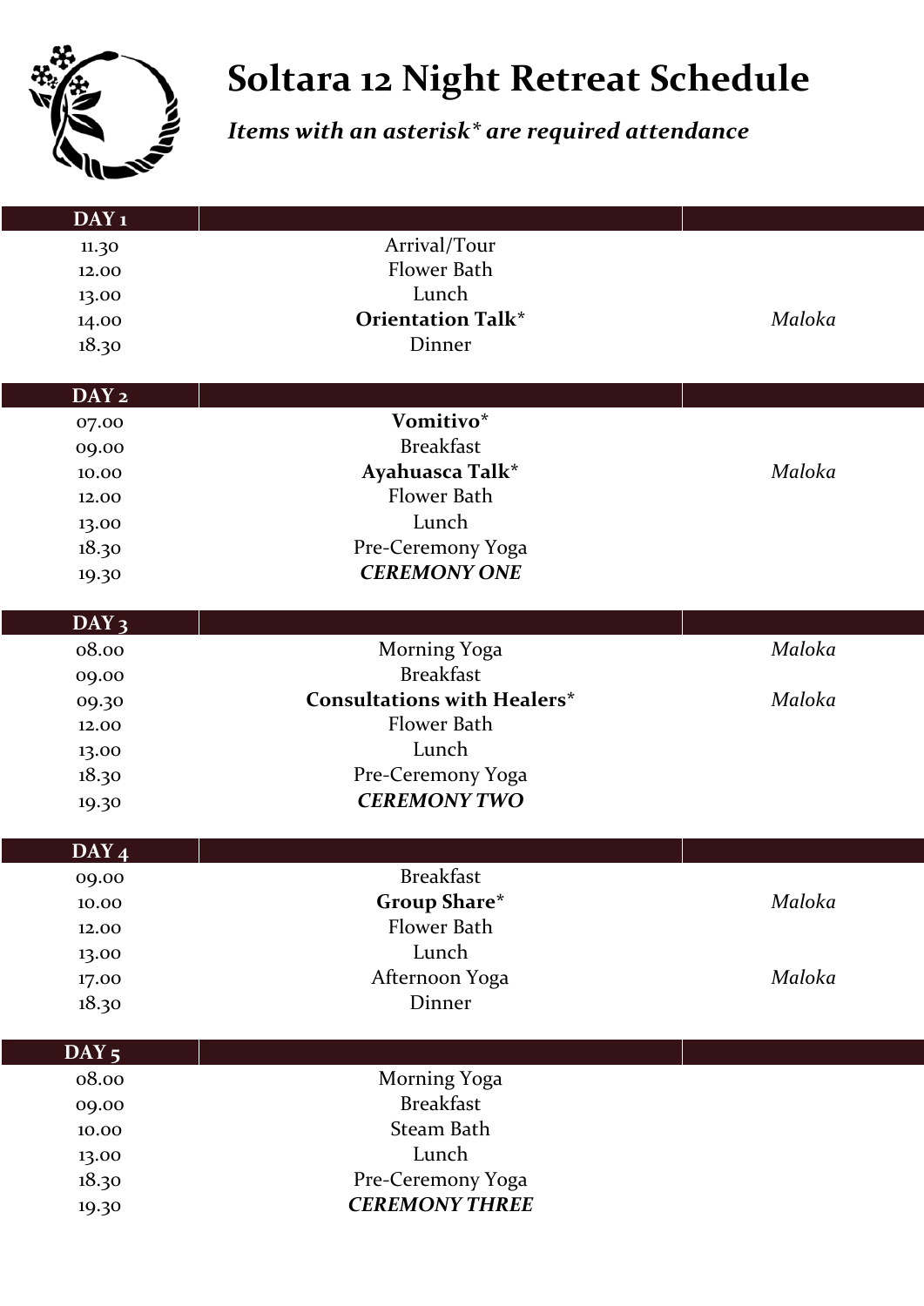# Soltara 12 Night Retreat Schedule

***Items with an asterisk* are required attendance***

| DAY 1 | | |
|---|---|---|
| 11.30 | Arrival/Tour | |
| 12.00 | Flower Bath | |
| 13.00 | Lunch | |
| 14.00 | **Orientation Talk*** | *Maloka* |
| 18.30 | Dinner | |

| DAY 2 | | |
|---|---|---|
| 07.00 | **Vomitivo*** | |
| 09.00 | Breakfast | |
| 10.00 | **Ayahuasca Talk*** | *Maloka* |
| 12.00 | Flower Bath | |
| 13.00 | Lunch | |
| 18.30 | Pre-Ceremony Yoga | |
| 19.30 | ***CEREMONY ONE*** | |

| DAY 3 | | |
|---|---|---|
| 08.00 | Morning Yoga | *Maloka* |
| 09.00 | Breakfast | |
| 09.30 | **Consultations with Healers*** | *Maloka* |
| 12.00 | Flower Bath | |
| 13.00 | Lunch | |
| 18.30 | Pre-Ceremony Yoga | |
| 19.30 | ***CEREMONY TWO*** | |

| DAY 4 | | |
|---|---|---|
| 09.00 | Breakfast | |
| 10.00 | **Group Share*** | *Maloka* |
| 12.00 | Flower Bath | |
| 13.00 | Lunch | |
| 17.00 | Afternoon Yoga | *Maloka* |
| 18.30 | Dinner | |

| DAY 5 | | |
|---|---|---|
| 08.00 | Morning Yoga | |
| 09.00 | Breakfast | |
| 10.00 | Steam Bath | |
| 13.00 | Lunch | |
| 18.30 | Pre-Ceremony Yoga | |
| 19.30 | ***CEREMONY THREE*** | |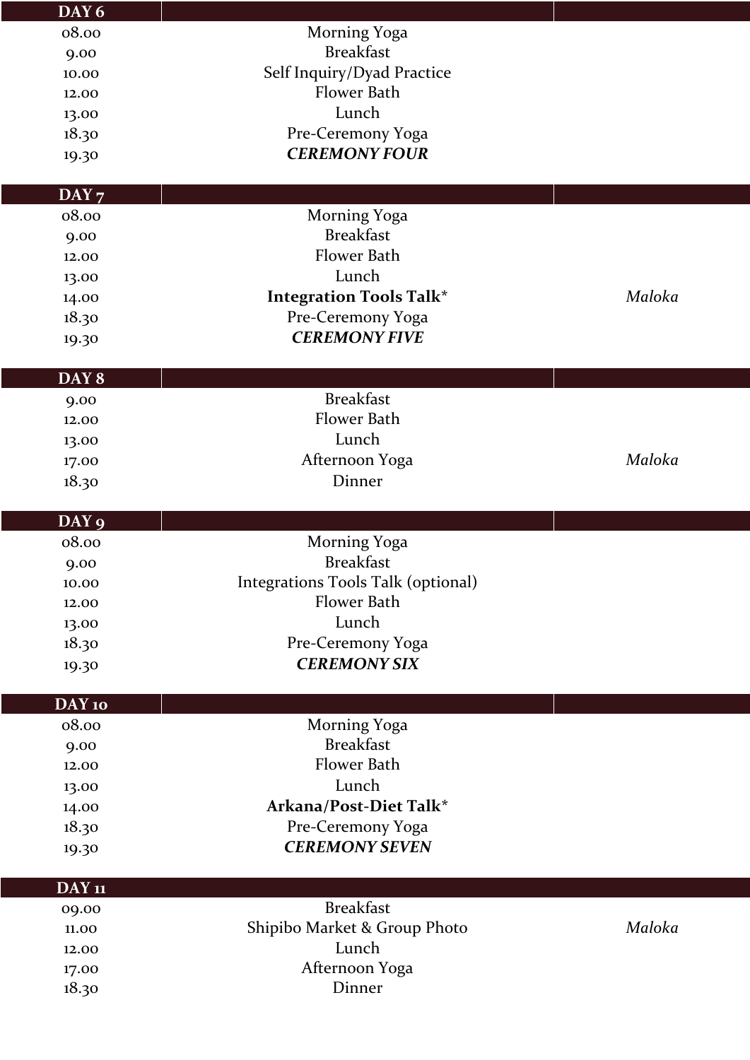| DAY 6 | | |
|---|---|---|
| 08.00 | Morning Yoga | |
| 9.00 | Breakfast | |
| 10.00 | Self Inquiry/Dyad Practice | |
| 12.00 | Flower Bath | |
| 13.00 | Lunch | |
| 18.30 | Pre-Ceremony Yoga | |
| 19.30 | ***CEREMONY FOUR*** | |

| DAY 7 | | |
|---|---|---|
| 08.00 | Morning Yoga | |
| 9.00 | Breakfast | |
| 12.00 | Flower Bath | |
| 13.00 | Lunch | |
| 14.00 | **Integration Tools Talk*** | *Maloka* |
| 18.30 | Pre-Ceremony Yoga | |
| 19.30 | ***CEREMONY FIVE*** | |

| DAY 8 | | |
|---|---|---|
| 9.00 | Breakfast | |
| 12.00 | Flower Bath | |
| 13.00 | Lunch | |
| 17.00 | Afternoon Yoga | *Maloka* |
| 18.30 | Dinner | |

| DAY 9 | | |
|---|---|---|
| 08.00 | Morning Yoga | |
| 9.00 | Breakfast | |
| 10.00 | Integrations Tools Talk (optional) | |
| 12.00 | Flower Bath | |
| 13.00 | Lunch | |
| 18.30 | Pre-Ceremony Yoga | |
| 19.30 | ***CEREMONY SIX*** | |

| DAY 10 | | |
|---|---|---|
| 08.00 | Morning Yoga | |
| 9.00 | Breakfast | |
| 12.00 | Flower Bath | |
| 13.00 | Lunch | |
| 14.00 | **Arkana/Post-Diet Talk*** | |
| 18.30 | Pre-Ceremony Yoga | |
| 19.30 | ***CEREMONY SEVEN*** | |

| DAY 11 | | |
|---|---|---|
| 09.00 | Breakfast | |
| 11.00 | Shipibo Market & Group Photo | *Maloka* |
| 12.00 | Lunch | |
| 17.00 | Afternoon Yoga | |
| 18.30 | Dinner | |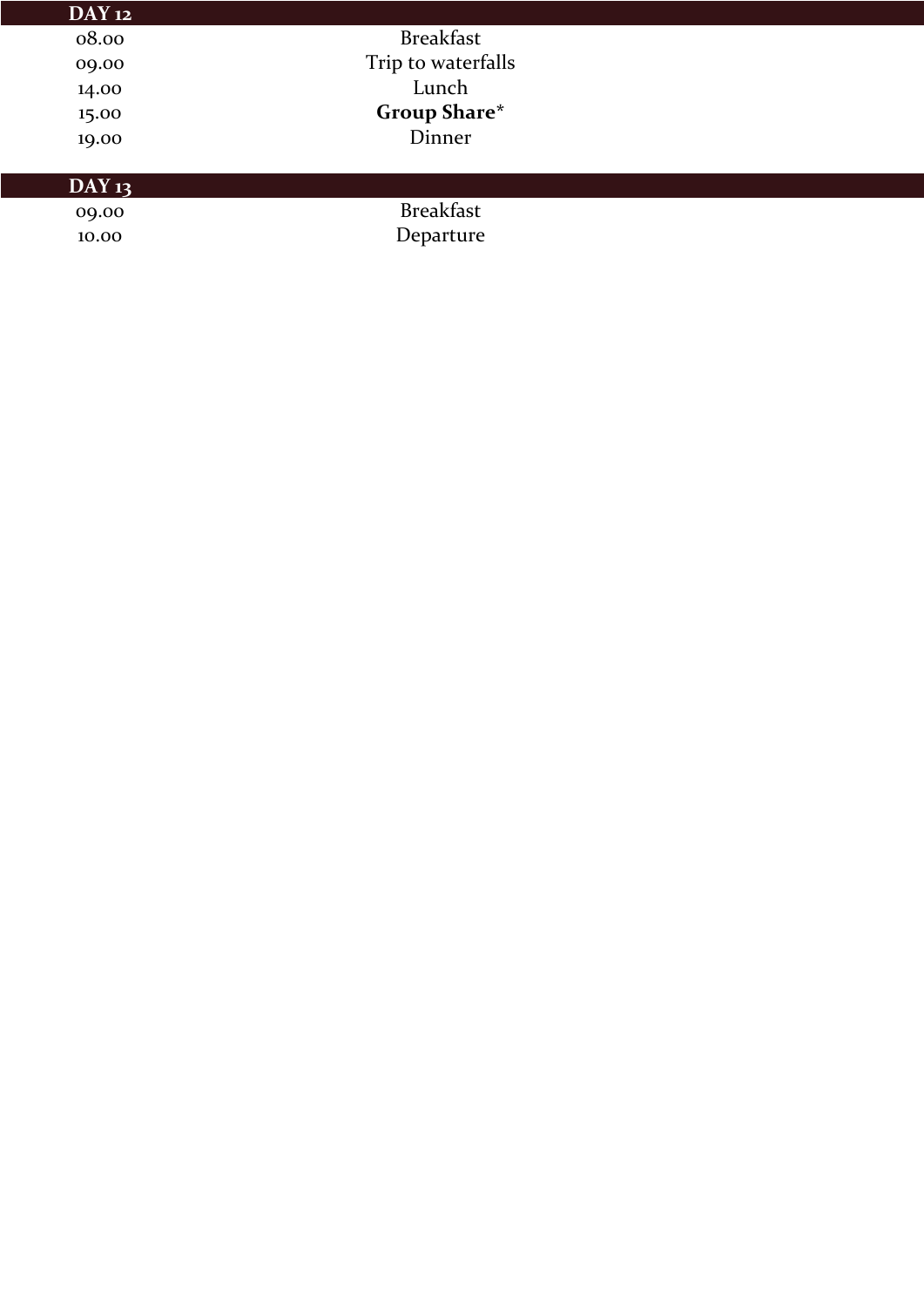| DAY 12 | |
|---|---|
| 08.00 | Breakfast |
| 09.00 | Trip to waterfalls |
| 14.00 | Lunch |
| 15.00 | **Group Share*** |
| 19.00 | Dinner |

| DAY 13 | |
|---|---|
| 09.00 | Breakfast |
| 10.00 | Departure |